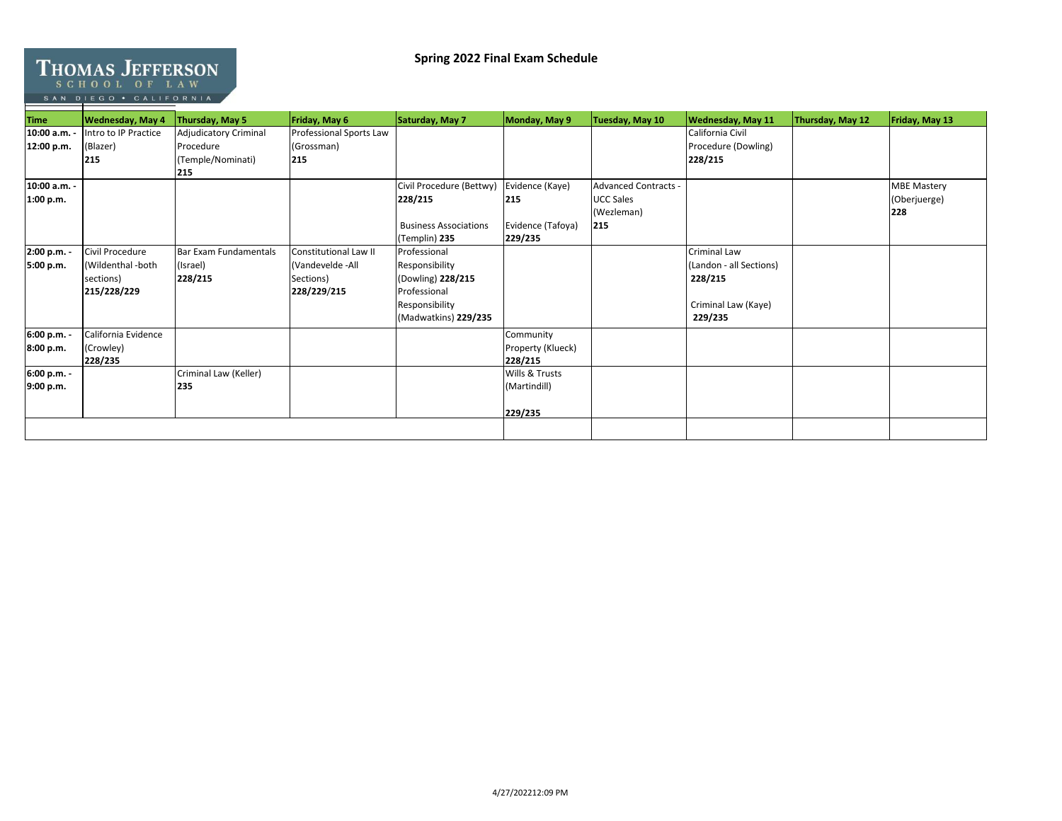Thomas Jefferson School of Law
San Diego • California

# Spring 2022 Final Exam Schedule

| Time | Wednesday, May 4 | Thursday, May 5 | Friday, May 6 | Saturday, May 7 | Monday, May 9 | Tuesday, May 10 | Wednesday, May 11 | Thursday, May 12 | Friday, May 13 |
|---|---|---|---|---|---|---|---|---|---|
| **10:00 a.m. - 12:00 p.m.** | Intro to IP Practice (Blazer) **215** | Adjudicatory Criminal Procedure (Temple/Nominati) **215** | Professional Sports Law (Grossman) **215** | | | | California Civil Procedure (Dowling) **228/215** | | |
| **10:00 a.m. - 1:00 p.m.** | | | | Civil Procedure (Bettwy) **228/215** Business Associations (Templin) **235** | Evidence (Kaye) **215** Evidence (Tafoya) **229/235** | Advanced Contracts - UCC Sales (Wezleman) **215** | | | MBE Mastery (Oberjuerge) **228** |
| **2:00 p.m. - 5:00 p.m.** | Civil Procedure (Wildenthal -both sections) **215/228/229** | Bar Exam Fundamentals (Israel) **228/215** | Constitutional Law II (Vandevelde -All Sections) **228/229/215** | Professional Responsibility (Dowling) **228/215** Professional Responsibility (Madwatkins) **229/235** | | | Criminal Law (Landon - all Sections) **228/215** Criminal Law (Kaye) **229/235** | | |
| **6:00 p.m. - 8:00 p.m.** | California Evidence (Crowley) **228/235** | | | | Community Property (Klueck) **228/215** | | | | |
| **6:00 p.m. - 9:00 p.m.** | | Criminal Law (Keller) **235** | | | Wills & Trusts (Martindill) **229/235** | | | | |

4/27/2022 12:09 PM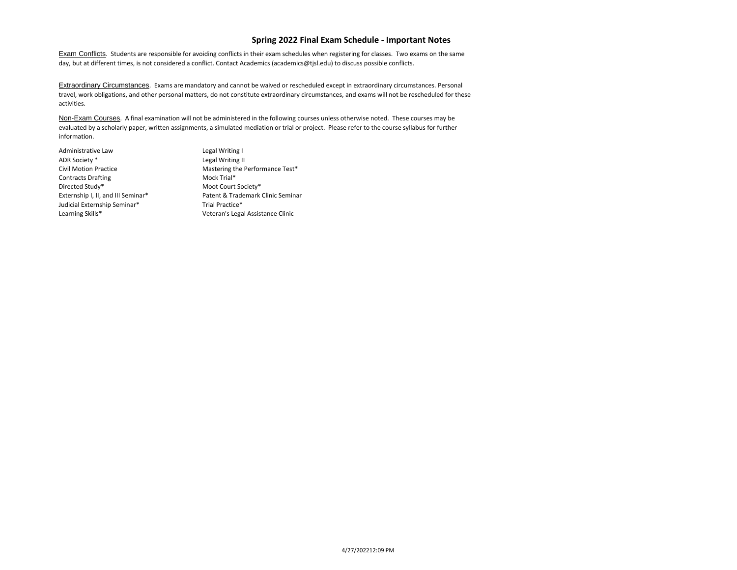## Spring 2022 Final Exam Schedule - Important Notes

Exam Conflicts. Students are responsible for avoiding conflicts in their exam schedules when registering for classes. Two exams on the same day, but at different times, is not considered a conflict. Contact Academics (academics@tjsl.edu) to discuss possible conflicts.

Extraordinary Circumstances. Exams are mandatory and cannot be waived or rescheduled except in extraordinary circumstances. Personal travel, work obligations, and other personal matters, do not constitute extraordinary circumstances, and exams will not be rescheduled for these activities.

Non-Exam Courses. A final examination will not be administered in the following courses unless otherwise noted. These courses may be evaluated by a scholarly paper, written assignments, a simulated mediation or trial or project. Please refer to the course syllabus for further information.

Administrative Law
ADR Society *
Civil Motion Practice
Contracts Drafting
Directed Study*
Externship I, II, and III Seminar*
Judicial Externship Seminar*
Learning Skills*
Legal Writing I
Legal Writing II
Mastering the Performance Test*
Mock Trial*
Moot Court Society*
Patent & Trademark Clinic Seminar
Trial Practice*
Veteran's Legal Assistance Clinic